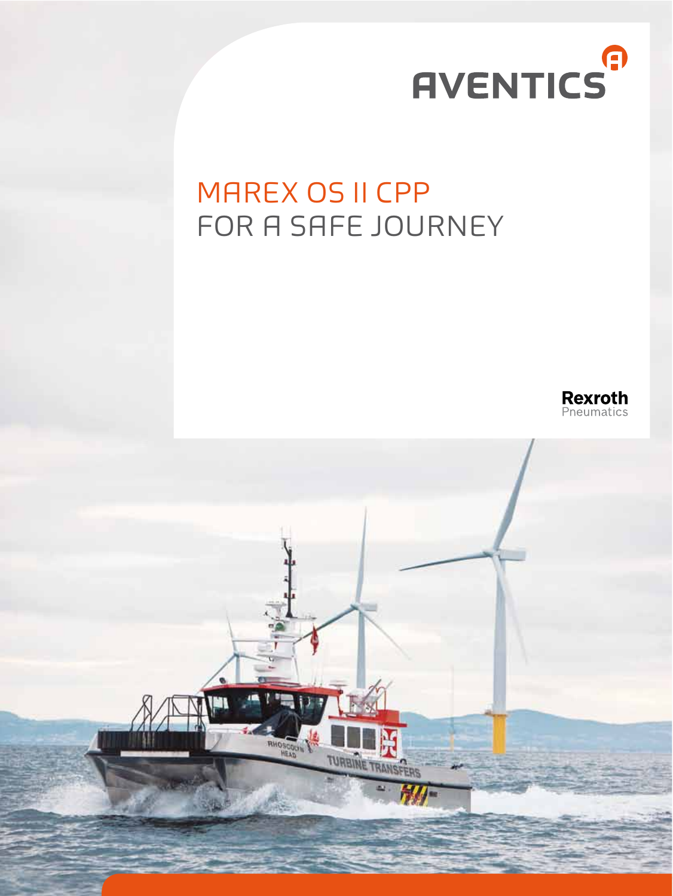AVENTICS

# MAREX OS II CPP
# FOR A SAFE JOURNEY

Rexroth
Pneumatics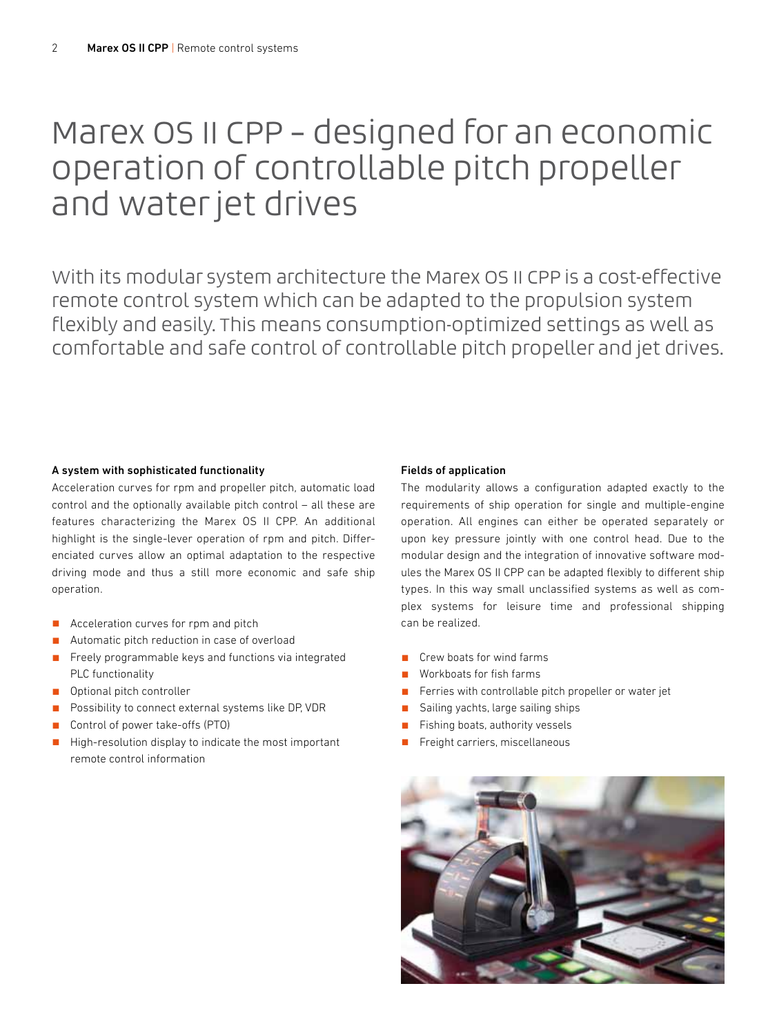# Marex OS II CPP – designed for an economic operation of controllable pitch propeller and water jet drives

With its modular system architecture the Marex OS II CPP is a cost-effective remote control system which can be adapted to the propulsion system flexibly and easily. This means consumption-optimized settings as well as comfortable and safe control of controllable pitch propeller and jet drives.

**A system with sophisticated functionality**

Acceleration curves for rpm and propeller pitch, automatic load control and the optionally available pitch control – all these are features characterizing the Marex OS II CPP. An additional highlight is the single-lever operation of rpm and pitch. Differenciated curves allow an optimal adaptation to the respective driving mode and thus a still more economic and safe ship operation.

- Acceleration curves for rpm and pitch
- Automatic pitch reduction in case of overload
- Freely programmable keys and functions via integrated PLC functionality
- Optional pitch controller
- Possibility to connect external systems like DP, VDR
- Control of power take-offs (PTO)
- High-resolution display to indicate the most important remote control information

**Fields of application**

The modularity allows a configuration adapted exactly to the requirements of ship operation for single and multiple-engine operation. All engines can either be operated separately or upon key pressure jointly with one control head. Due to the modular design and the integration of innovative software modules the Marex OS II CPP can be adapted flexibly to different ship types. In this way small unclassified systems as well as complex systems for leisure time and professional shipping can be realized.

- Crew boats for wind farms
- Workboats for fish farms
- Ferries with controllable pitch propeller or water jet
- Sailing yachts, large sailing ships
- Fishing boats, authority vessels
- Freight carriers, miscellaneous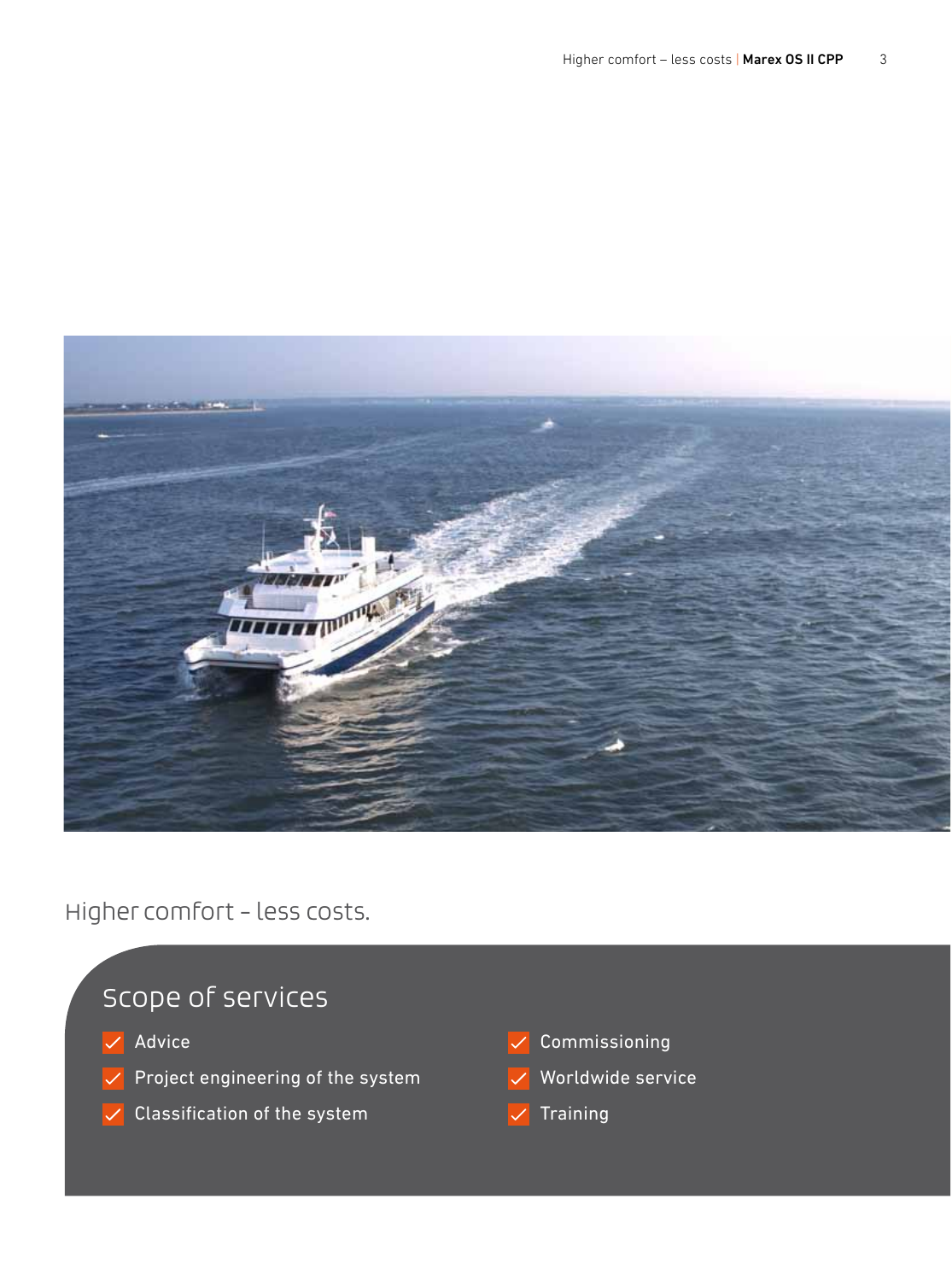Higher comfort – less costs.

## Scope of services

- Advice
- Project engineering of the system
- Classification of the system
- Commissioning
- Worldwide service
- Training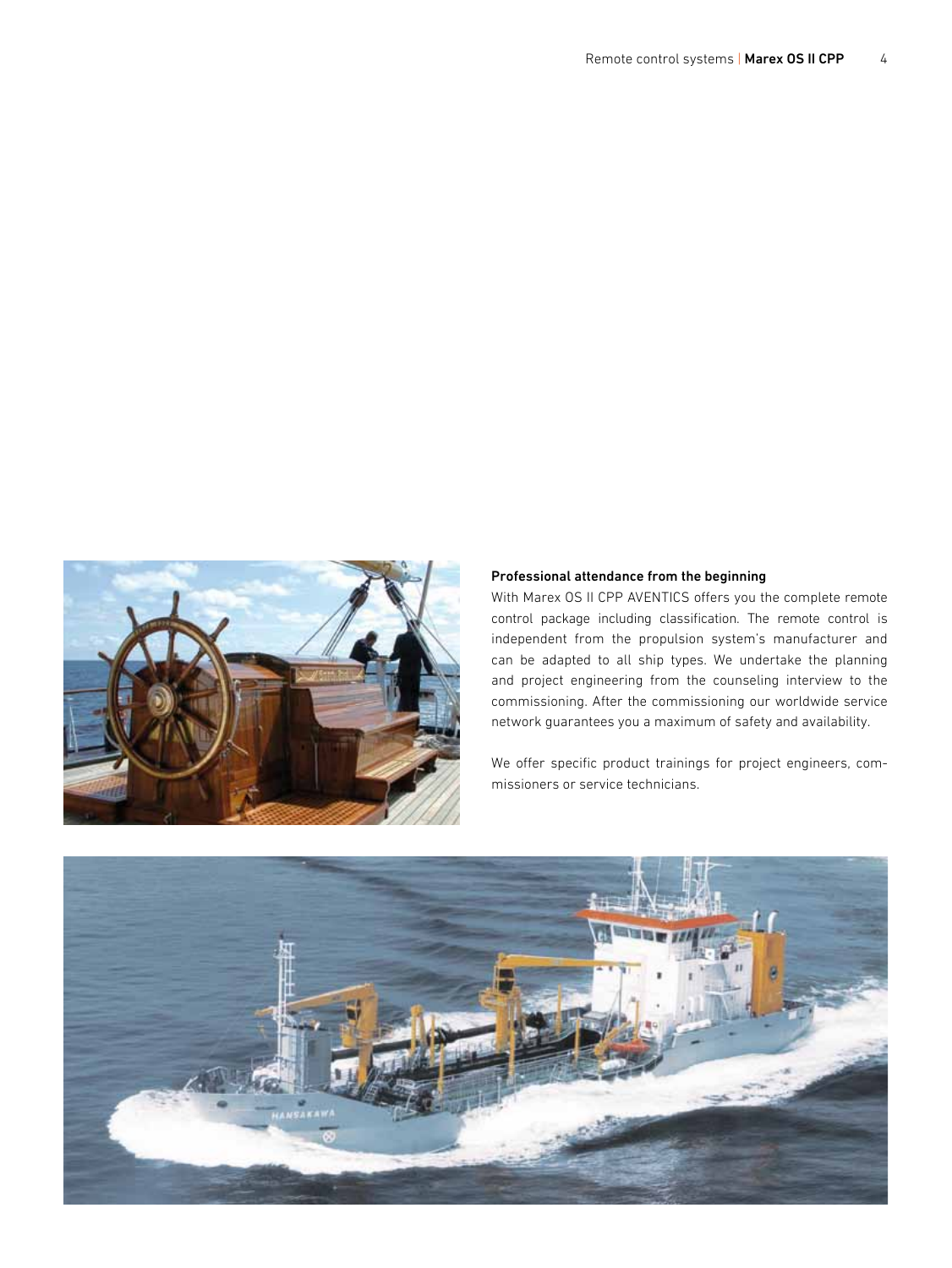### Professional attendance from the beginning

With Marex OS II CPP AVENTICS offers you the complete remote control package including classification. The remote control is independent from the propulsion system's manufacturer and can be adapted to all ship types. We undertake the planning and project engineering from the counseling interview to the commissioning. After the commissioning our worldwide service network guarantees you a maximum of safety and availability.

We offer specific product trainings for project engineers, commissioners or service technicians.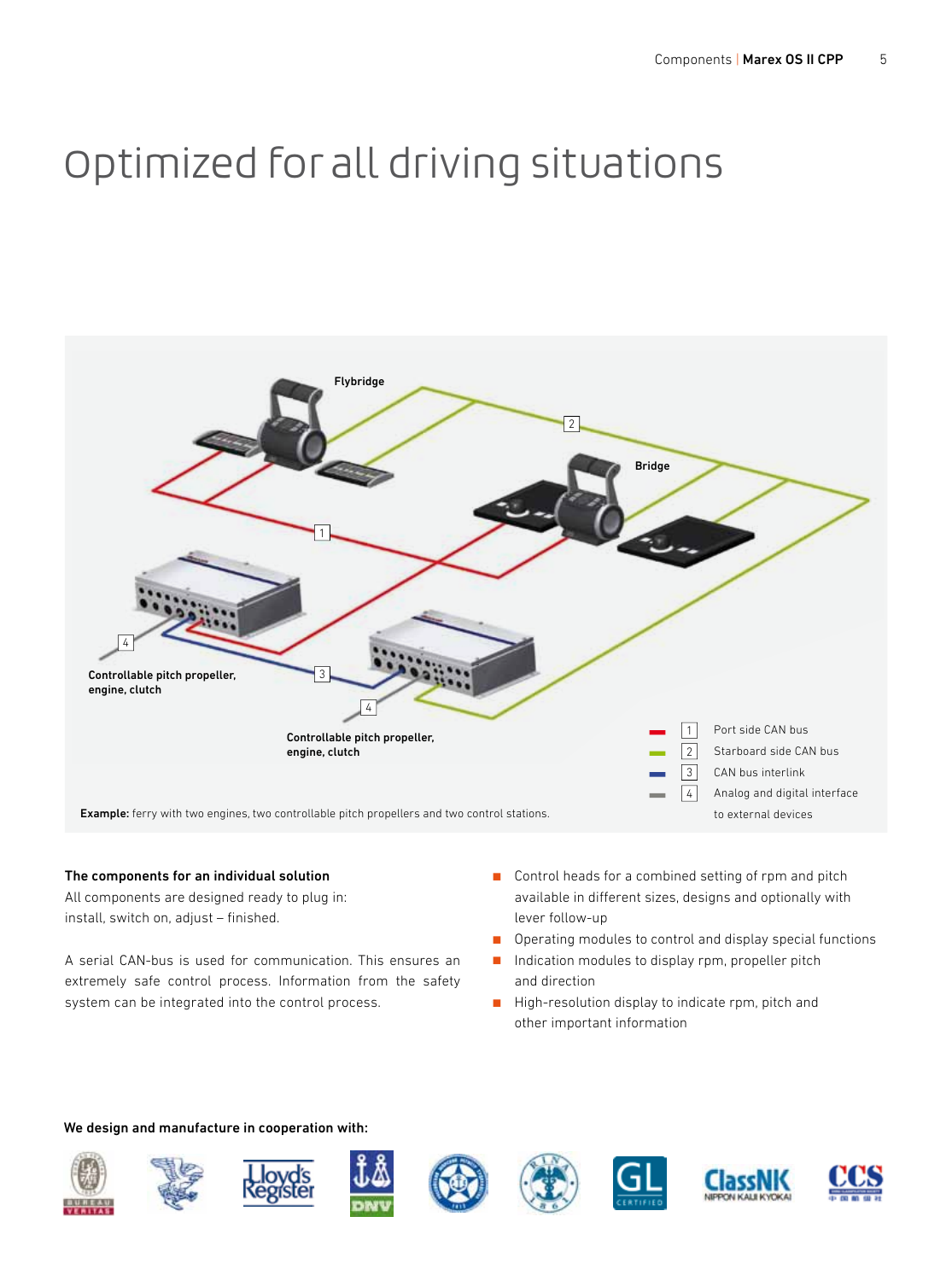# Optimized for all driving situations

Flybridge

Bridge

Controllable pitch propeller, engine, clutch

Controllable pitch propeller, engine, clutch

| | | |
|---|---|---|
| (red) | 1 | Port side CAN bus |
| (green) | 2 | Starboard side CAN bus |
| (blue) | 3 | CAN bus interlink |
| (grey) | 4 | Analog and digital interface to external devices |

**Example:** ferry with two engines, two controllable pitch propellers and two control stations.

**The components for an individual solution**

All components are designed ready to plug in: install, switch on, adjust – finished.

A serial CAN-bus is used for communication. This ensures an extremely safe control process. Information from the safety system can be integrated into the control process.

- Control heads for a combined setting of rpm and pitch available in different sizes, designs and optionally with lever follow-up
- Operating modules to control and display special functions
- Indication modules to display rpm, propeller pitch and direction
- High-resolution display to indicate rpm, pitch and other important information

**We design and manufacture in cooperation with:**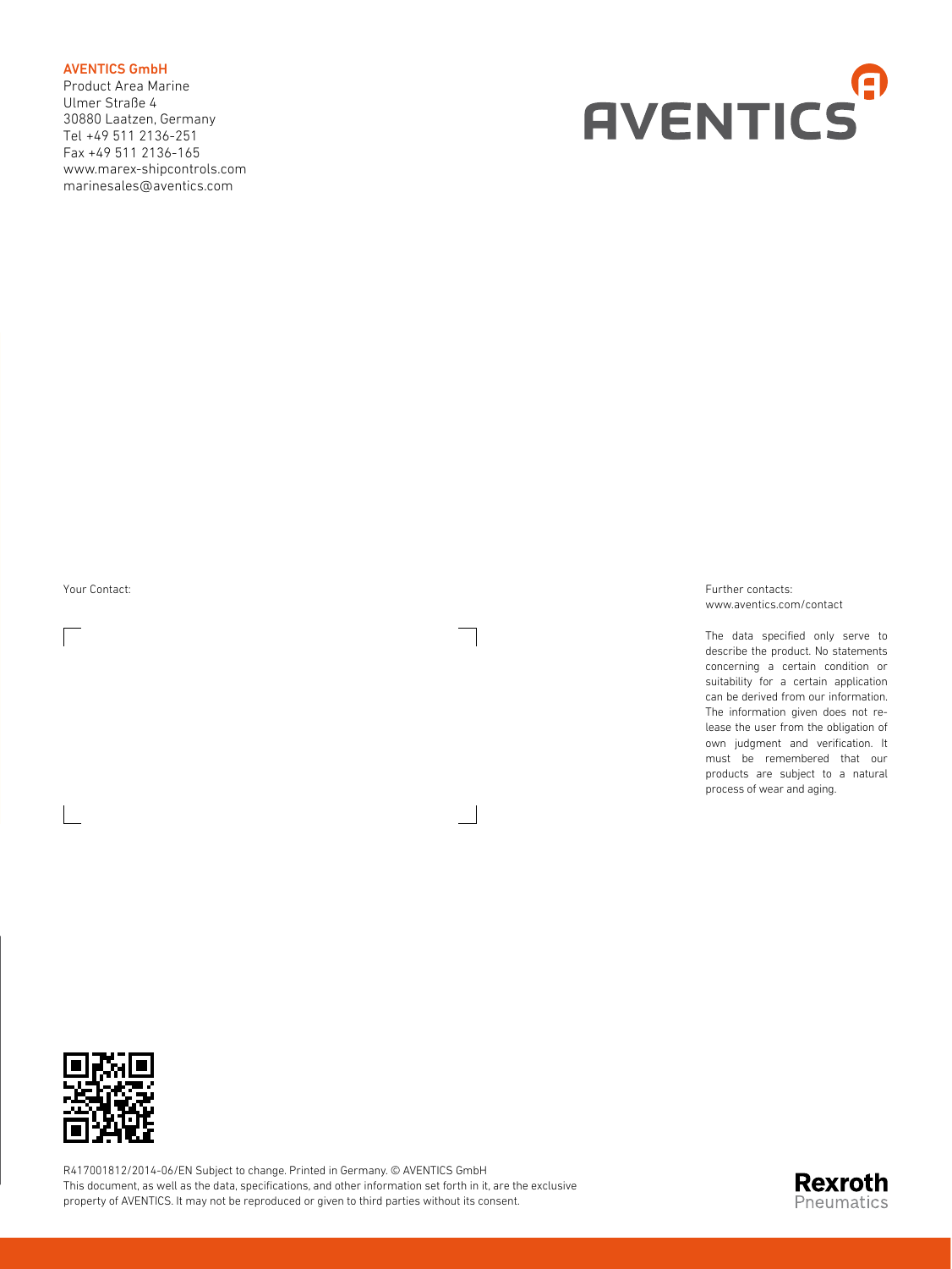**AVENTICS GmbH**
Product Area Marine
Ulmer Straße 4
30880 Laatzen, Germany
Tel +49 511 2136-251
Fax +49 511 2136-165
www.marex-shipcontrols.com
marinesales@aventics.com

AVENTICS

Your Contact:

Further contacts:
www.aventics.com/contact

The data specified only serve to describe the product. No statements concerning a certain condition or suitability for a certain application can be derived from our information. The information given does not release the user from the obligation of own judgment and verification. It must be remembered that our products are subject to a natural process of wear and aging.

R417001812/2014-06/EN Subject to change. Printed in Germany. © AVENTICS GmbH
This document, as well as the data, specifications, and other information set forth in it, are the exclusive property of AVENTICS. It may not be reproduced or given to third parties without its consent.

Rexroth
Pneumatics